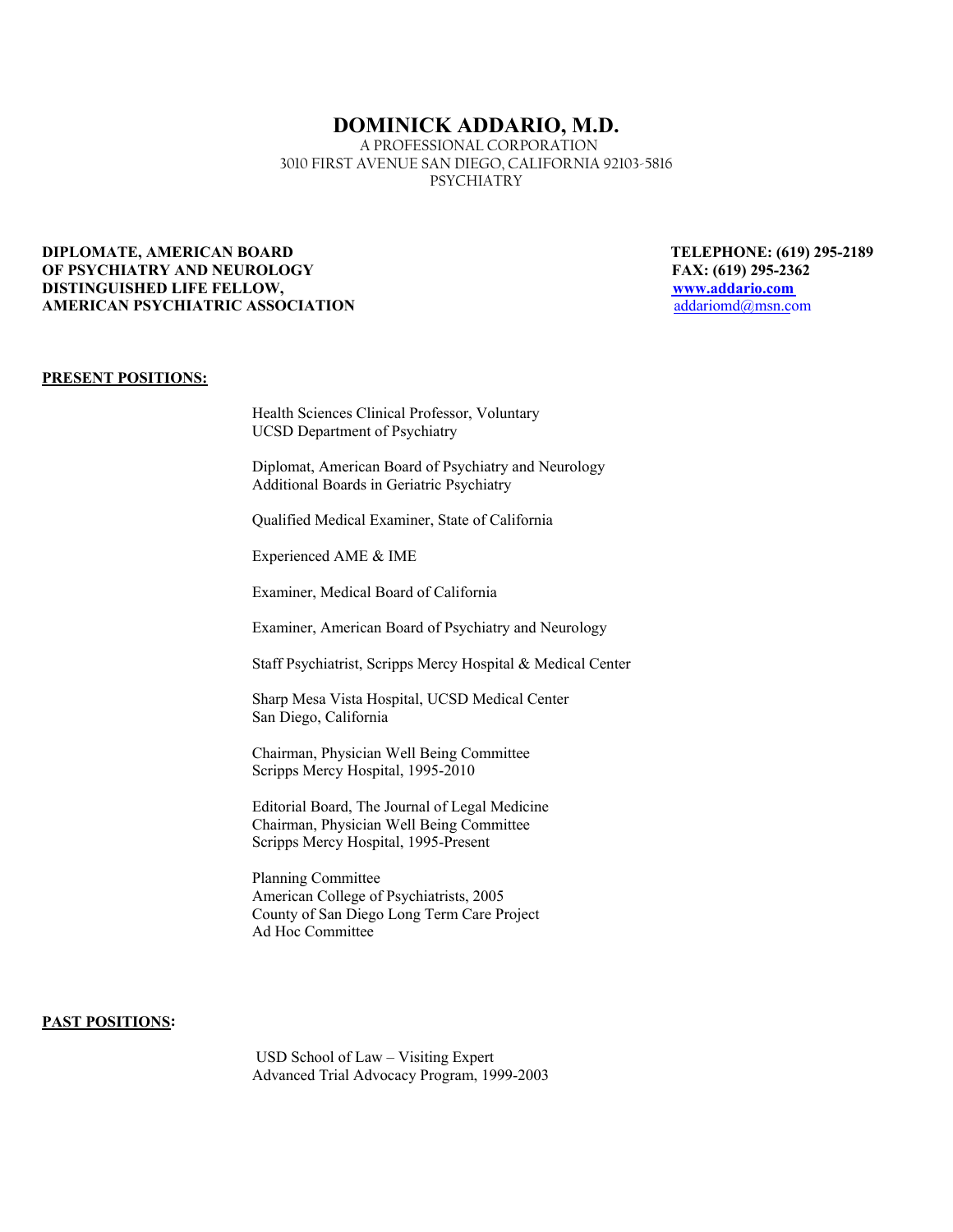# DOMINICK ADDARIO, M.D.

A PROFESSIONAL CORPORATION
3010 FIRST AVENUE SAN DIEGO, CALIFORNIA 92103-5816
PSYCHIATRY

**DIPLOMATE, AMERICAN BOARD OF PSYCHIATRY AND NEUROLOGY**
**DISTINGUISHED LIFE FELLOW, AMERICAN PSYCHIATRIC ASSOCIATION**

**TELEPHONE: (619) 295-2189**
**FAX: (619) 295-2362**
**www.addario.com**
addariomd@msn.com

**PRESENT POSITIONS:**

Health Sciences Clinical Professor, Voluntary
UCSD Department of Psychiatry

Diplomat, American Board of Psychiatry and Neurology
Additional Boards in Geriatric Psychiatry

Qualified Medical Examiner, State of California

Experienced AME & IME

Examiner, Medical Board of California

Examiner, American Board of Psychiatry and Neurology

Staff Psychiatrist, Scripps Mercy Hospital & Medical Center

Sharp Mesa Vista Hospital, UCSD Medical Center
San Diego, California

Chairman, Physician Well Being Committee
Scripps Mercy Hospital, 1995-2010

Editorial Board, The Journal of Legal Medicine
Chairman, Physician Well Being Committee
Scripps Mercy Hospital, 1995-Present

Planning Committee
American College of Psychiatrists, 2005
County of San Diego Long Term Care Project
Ad Hoc Committee

**PAST POSITIONS:**

USD School of Law – Visiting Expert
Advanced Trial Advocacy Program, 1999-2003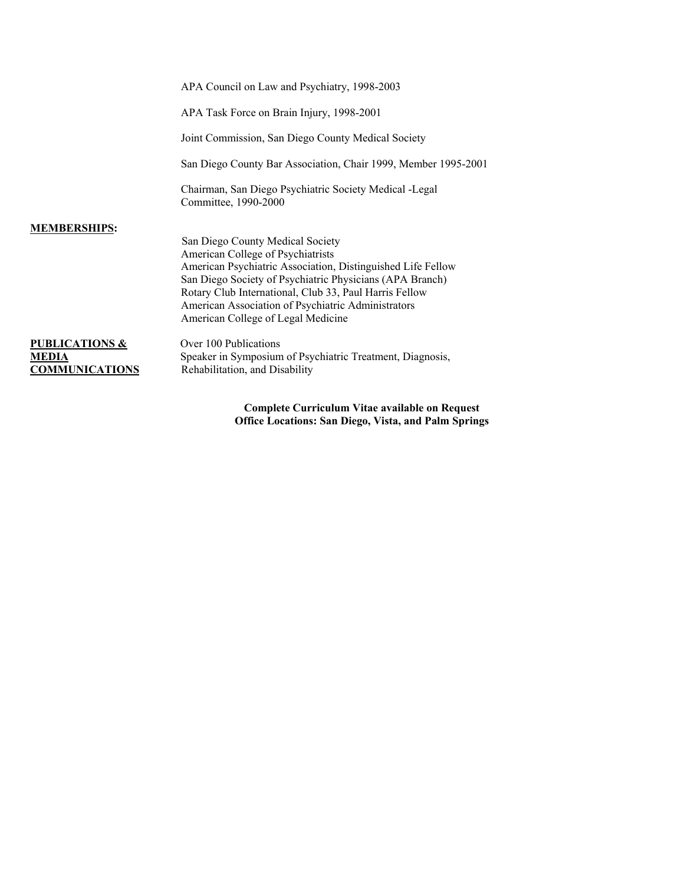APA Council on Law and Psychiatry, 1998-2003

APA Task Force on Brain Injury, 1998-2001

Joint Commission, San Diego County Medical Society

San Diego County Bar Association, Chair 1999, Member 1995-2001

Chairman, San Diego Psychiatric Society Medical -Legal Committee, 1990-2000

**MEMBERSHIPS:**

San Diego County Medical Society
American College of Psychiatrists
American Psychiatric Association, Distinguished Life Fellow
San Diego Society of Psychiatric Physicians (APA Branch)
Rotary Club International, Club 33, Paul Harris Fellow
American Association of Psychiatric Administrators
American College of Legal Medicine

**PUBLICATIONS & MEDIA COMMUNICATIONS**

Over 100 Publications
Speaker in Symposium of Psychiatric Treatment, Diagnosis, Rehabilitation, and Disability

**Complete Curriculum Vitae available on Request**
**Office Locations: San Diego, Vista, and Palm Springs**